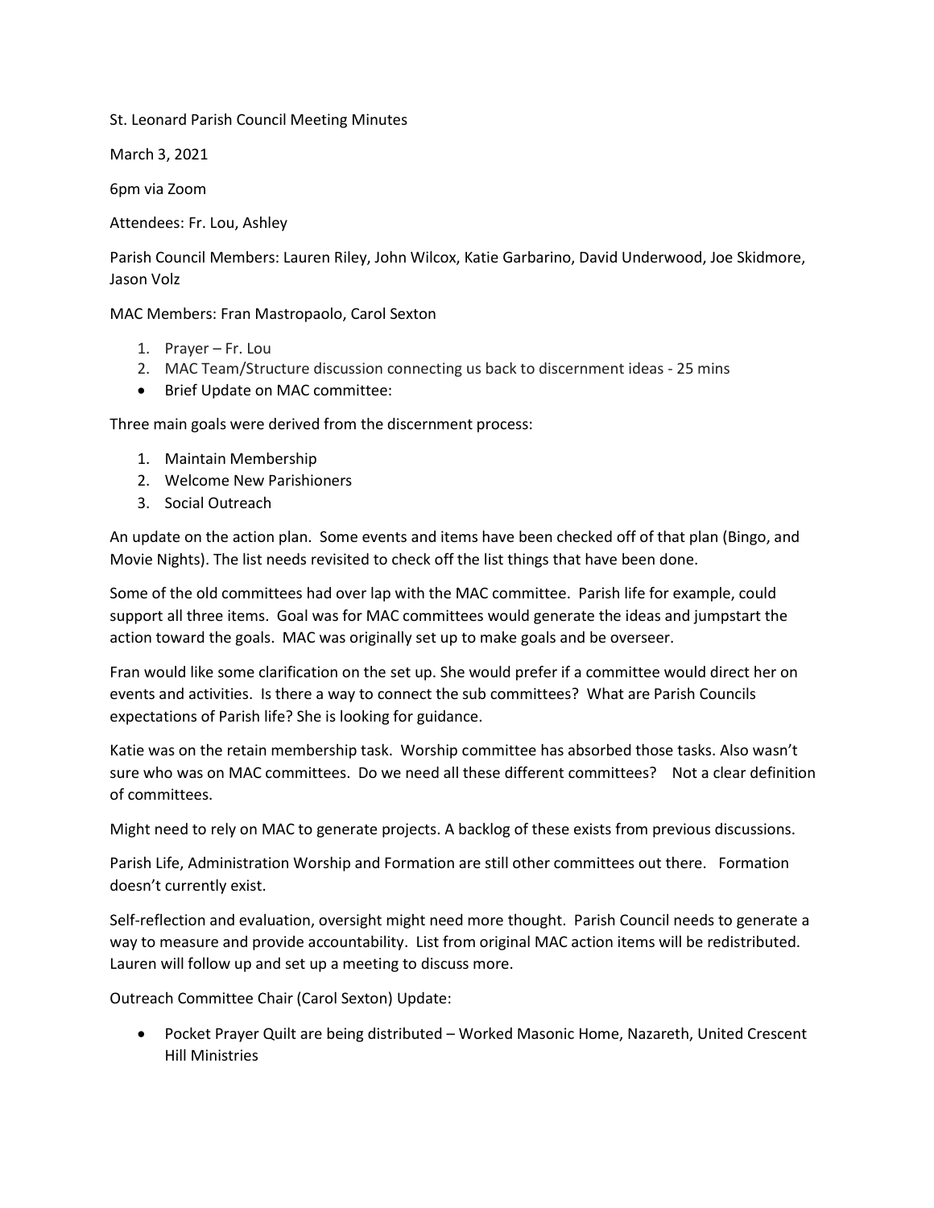St. Leonard Parish Council Meeting Minutes

March 3, 2021

6pm via Zoom

Attendees: Fr. Lou, Ashley

Parish Council Members: Lauren Riley, John Wilcox, Katie Garbarino, David Underwood, Joe Skidmore, Jason Volz

MAC Members: Fran Mastropaolo, Carol Sexton

1. Prayer – Fr. Lou
2. MAC Team/Structure discussion connecting us back to discernment ideas - 25 mins

- Brief Update on MAC committee:

Three main goals were derived from the discernment process:

1. Maintain Membership
2. Welcome New Parishioners
3. Social Outreach

An update on the action plan. Some events and items have been checked off of that plan (Bingo, and Movie Nights). The list needs revisited to check off the list things that have been done.

Some of the old committees had over lap with the MAC committee. Parish life for example, could support all three items. Goal was for MAC committees would generate the ideas and jumpstart the action toward the goals. MAC was originally set up to make goals and be overseer.

Fran would like some clarification on the set up. She would prefer if a committee would direct her on events and activities. Is there a way to connect the sub committees? What are Parish Councils expectations of Parish life? She is looking for guidance.

Katie was on the retain membership task. Worship committee has absorbed those tasks. Also wasn't sure who was on MAC committees. Do we need all these different committees? Not a clear definition of committees.

Might need to rely on MAC to generate projects. A backlog of these exists from previous discussions.

Parish Life, Administration Worship and Formation are still other committees out there. Formation doesn't currently exist.

Self-reflection and evaluation, oversight might need more thought. Parish Council needs to generate a way to measure and provide accountability. List from original MAC action items will be redistributed. Lauren will follow up and set up a meeting to discuss more.

Outreach Committee Chair (Carol Sexton) Update:

- Pocket Prayer Quilt are being distributed – Worked Masonic Home, Nazareth, United Crescent Hill Ministries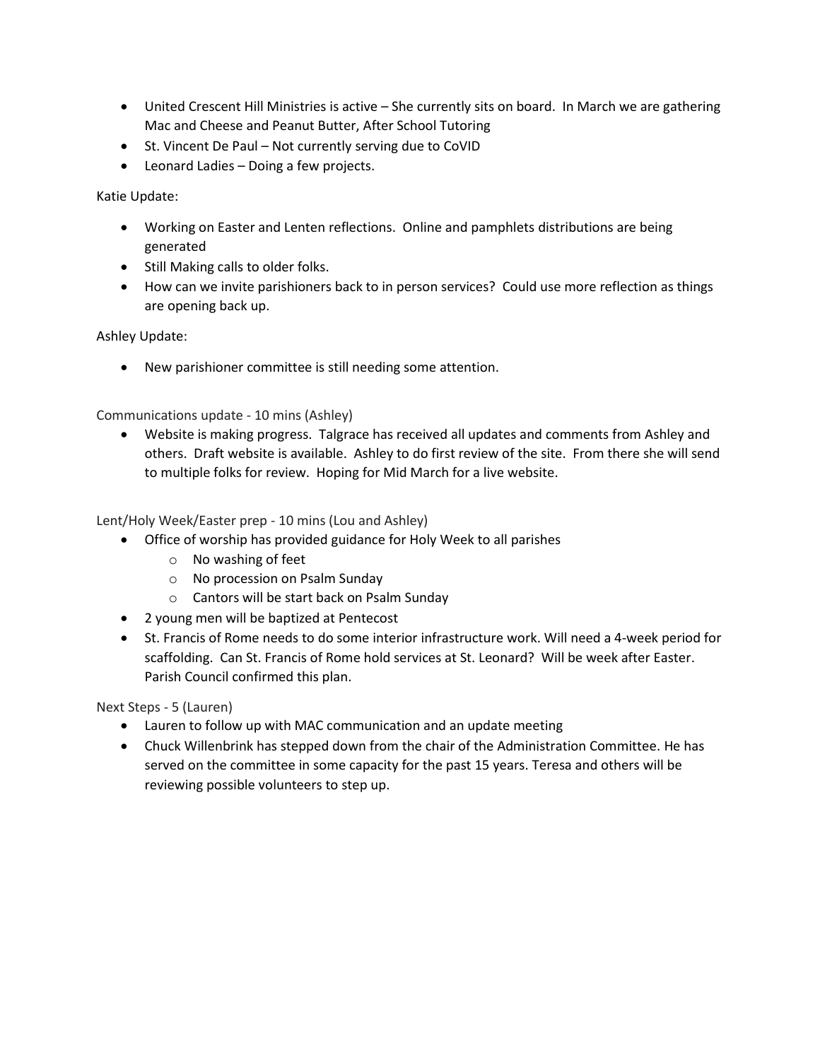- United Crescent Hill Ministries is active – She currently sits on board. In March we are gathering Mac and Cheese and Peanut Butter, After School Tutoring
- St. Vincent De Paul – Not currently serving due to CoVID
- Leonard Ladies – Doing a few projects.

Katie Update:

- Working on Easter and Lenten reflections. Online and pamphlets distributions are being generated
- Still Making calls to older folks.
- How can we invite parishioners back to in person services? Could use more reflection as things are opening back up.

Ashley Update:

- New parishioner committee is still needing some attention.

Communications update - 10 mins (Ashley)

- Website is making progress. Talgrace has received all updates and comments from Ashley and others. Draft website is available. Ashley to do first review of the site. From there she will send to multiple folks for review. Hoping for Mid March for a live website.

Lent/Holy Week/Easter prep - 10 mins (Lou and Ashley)

- Office of worship has provided guidance for Holy Week to all parishes
    - No washing of feet
    - No procession on Psalm Sunday
    - Cantors will be start back on Psalm Sunday
- 2 young men will be baptized at Pentecost
- St. Francis of Rome needs to do some interior infrastructure work. Will need a 4-week period for scaffolding. Can St. Francis of Rome hold services at St. Leonard? Will be week after Easter. Parish Council confirmed this plan.

Next Steps - 5 (Lauren)

- Lauren to follow up with MAC communication and an update meeting
- Chuck Willenbrink has stepped down from the chair of the Administration Committee. He has served on the committee in some capacity for the past 15 years. Teresa and others will be reviewing possible volunteers to step up.